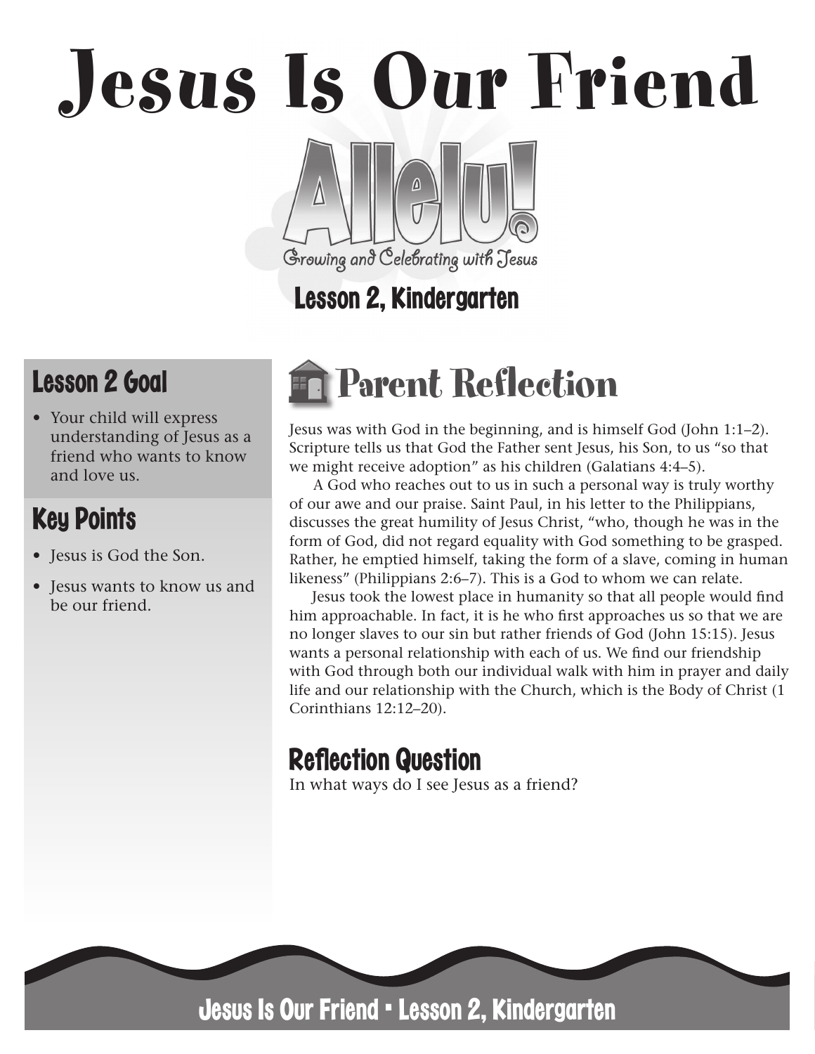# Jesus Is Our Friend

Allelu!

Growing and Celebrating with Jesus

Lesson 2, Kindergarten

## Lesson 2 Goal

- Your child will express understanding of Jesus as a friend who wants to know and love us.

## Key Points

- Jesus is God the Son.
- Jesus wants to know us and be our friend.

## Parent Reflection

Jesus was with God in the beginning, and is himself God (John 1:1–2). Scripture tells us that God the Father sent Jesus, his Son, to us "so that we might receive adoption" as his children (Galatians 4:4–5).

A God who reaches out to us in such a personal way is truly worthy of our awe and our praise. Saint Paul, in his letter to the Philippians, discusses the great humility of Jesus Christ, "who, though he was in the form of God, did not regard equality with God something to be grasped. Rather, he emptied himself, taking the form of a slave, coming in human likeness" (Philippians 2:6–7). This is a God to whom we can relate.

Jesus took the lowest place in humanity so that all people would find him approachable. In fact, it is he who first approaches us so that we are no longer slaves to our sin but rather friends of God (John 15:15). Jesus wants a personal relationship with each of us. We find our friendship with God through both our individual walk with him in prayer and daily life and our relationship with the Church, which is the Body of Christ (1 Corinthians 12:12–20).

### Reflection Question

In what ways do I see Jesus as a friend?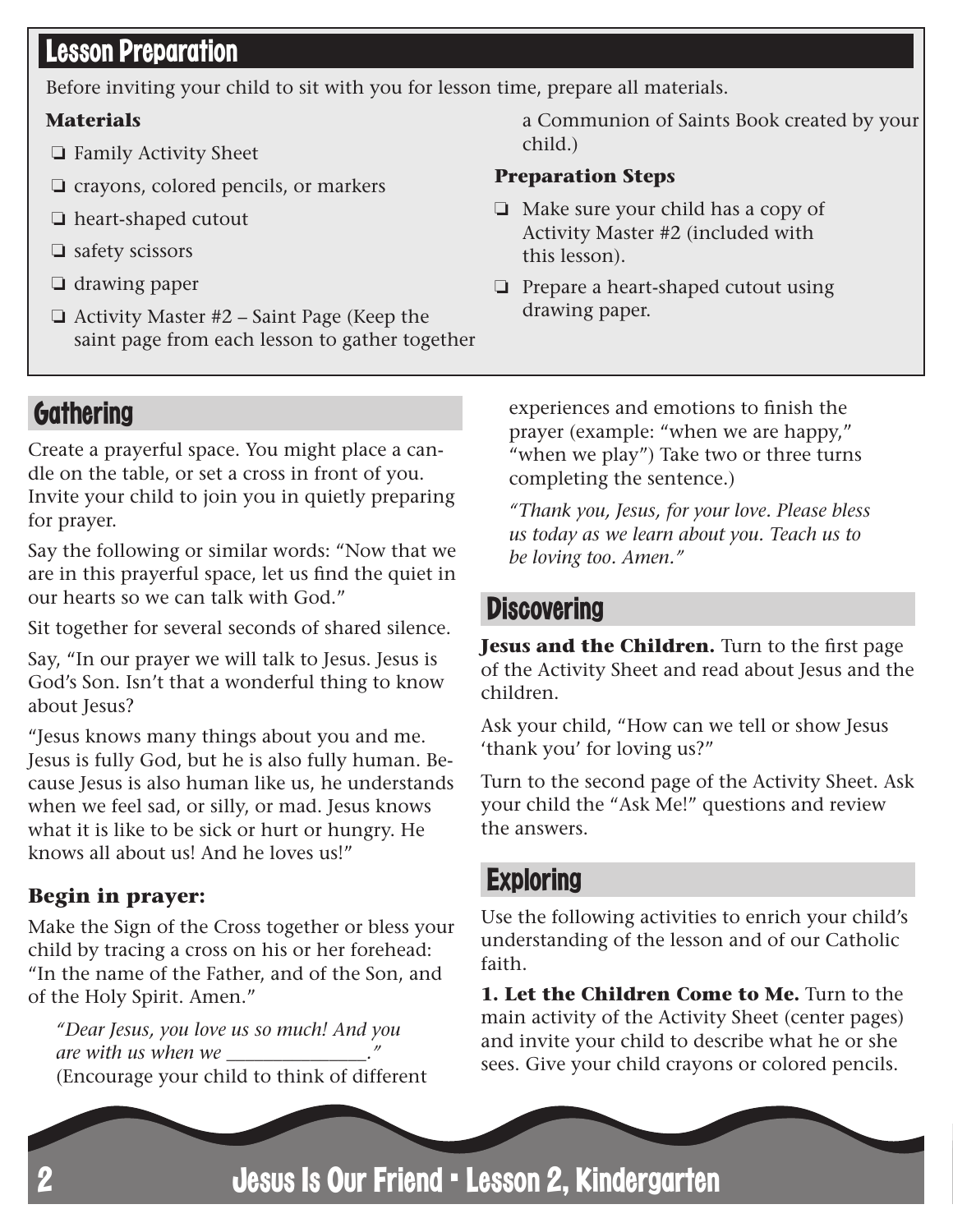## Lesson Preparation

Before inviting your child to sit with you for lesson time, prepare all materials.

**Materials**

- ❏ Family Activity Sheet
- ❏ crayons, colored pencils, or markers
- ❏ heart-shaped cutout
- ❏ safety scissors
- ❏ drawing paper
- ❏ Activity Master #2 – Saint Page (Keep the saint page from each lesson to gather together a Communion of Saints Book created by your child.)

**Preparation Steps**

- ❏ Make sure your child has a copy of Activity Master #2 (included with this lesson).
- ❏ Prepare a heart-shaped cutout using drawing paper.

## Gathering

Create a prayerful space. You might place a candle on the table, or set a cross in front of you. Invite your child to join you in quietly preparing for prayer.

Say the following or similar words: "Now that we are in this prayerful space, let us find the quiet in our hearts so we can talk with God."

Sit together for several seconds of shared silence.

Say, "In our prayer we will talk to Jesus. Jesus is God's Son. Isn't that a wonderful thing to know about Jesus?

"Jesus knows many things about you and me. Jesus is fully God, but he is also fully human. Because Jesus is also human like us, he understands when we feel sad, or silly, or mad. Jesus knows what it is like to be sick or hurt or hungry. He knows all about us! And he loves us!"

### Begin in prayer:

Make the Sign of the Cross together or bless your child by tracing a cross on his or her forehead: "In the name of the Father, and of the Son, and of the Holy Spirit. Amen."

> *"Dear Jesus, you love us so much! And you are with us when we _______________."* (Encourage your child to think of different experiences and emotions to finish the prayer (example: "when we are happy," "when we play") Take two or three turns completing the sentence.)
>
> *"Thank you, Jesus, for your love. Please bless us today as we learn about you. Teach us to be loving too. Amen."*

## Discovering

**Jesus and the Children.** Turn to the first page of the Activity Sheet and read about Jesus and the children.

Ask your child, "How can we tell or show Jesus 'thank you' for loving us?"

Turn to the second page of the Activity Sheet. Ask your child the "Ask Me!" questions and review the answers.

## Exploring

Use the following activities to enrich your child's understanding of the lesson and of our Catholic faith.

**1. Let the Children Come to Me.** Turn to the main activity of the Activity Sheet (center pages) and invite your child to describe what he or she sees. Give your child crayons or colored pencils.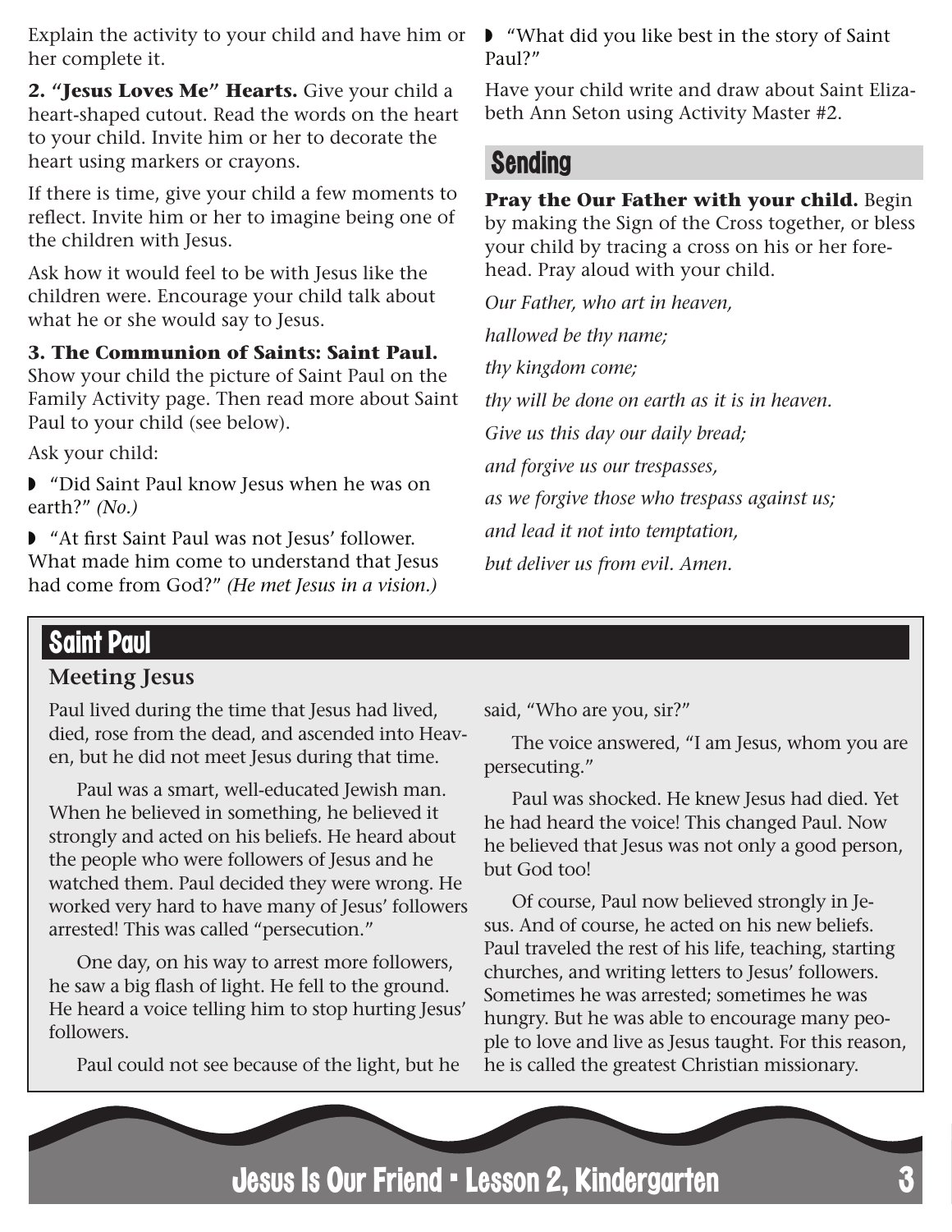Explain the activity to your child and have him or her complete it.

**2. "Jesus Loves Me" Hearts.** Give your child a heart-shaped cutout. Read the words on the heart to your child. Invite him or her to decorate the heart using markers or crayons.

If there is time, give your child a few moments to reflect. Invite him or her to imagine being one of the children with Jesus.

Ask how it would feel to be with Jesus like the children were. Encourage your child talk about what he or she would say to Jesus.

**3. The Communion of Saints: Saint Paul.** Show your child the picture of Saint Paul on the Family Activity page. Then read more about Saint Paul to your child (see below).

Ask your child:

- "Did Saint Paul know Jesus when he was on earth?" *(No.)*
- "At first Saint Paul was not Jesus' follower. What made him come to understand that Jesus had come from God?" *(He met Jesus in a vision.)*
- "What did you like best in the story of Saint Paul?"

Have your child write and draw about Saint Elizabeth Ann Seton using Activity Master #2.

## Sending

**Pray the Our Father with your child.** Begin by making the Sign of the Cross together, or bless your child by tracing a cross on his or her forehead. Pray aloud with your child.

*Our Father, who art in heaven,*

*hallowed be thy name;*

*thy kingdom come;*

*thy will be done on earth as it is in heaven.*

*Give us this day our daily bread;*

*and forgive us our trespasses,*

*as we forgive those who trespass against us;*

*and lead it not into temptation,*

*but deliver us from evil. Amen.*

## Saint Paul

### Meeting Jesus

Paul lived during the time that Jesus had lived, died, rose from the dead, and ascended into Heaven, but he did not meet Jesus during that time.

Paul was a smart, well-educated Jewish man. When he believed in something, he believed it strongly and acted on his beliefs. He heard about the people who were followers of Jesus and he watched them. Paul decided they were wrong. He worked very hard to have many of Jesus' followers arrested! This was called "persecution."

One day, on his way to arrest more followers, he saw a big flash of light. He fell to the ground. He heard a voice telling him to stop hurting Jesus' followers.

Paul could not see because of the light, but he said, "Who are you, sir?"

The voice answered, "I am Jesus, whom you are persecuting."

Paul was shocked. He knew Jesus had died. Yet he had heard the voice! This changed Paul. Now he believed that Jesus was not only a good person, but God too!

Of course, Paul now believed strongly in Jesus. And of course, he acted on his new beliefs. Paul traveled the rest of his life, teaching, starting churches, and writing letters to Jesus' followers. Sometimes he was arrested; sometimes he was hungry. But he was able to encourage many people to love and live as Jesus taught. For this reason, he is called the greatest Christian missionary.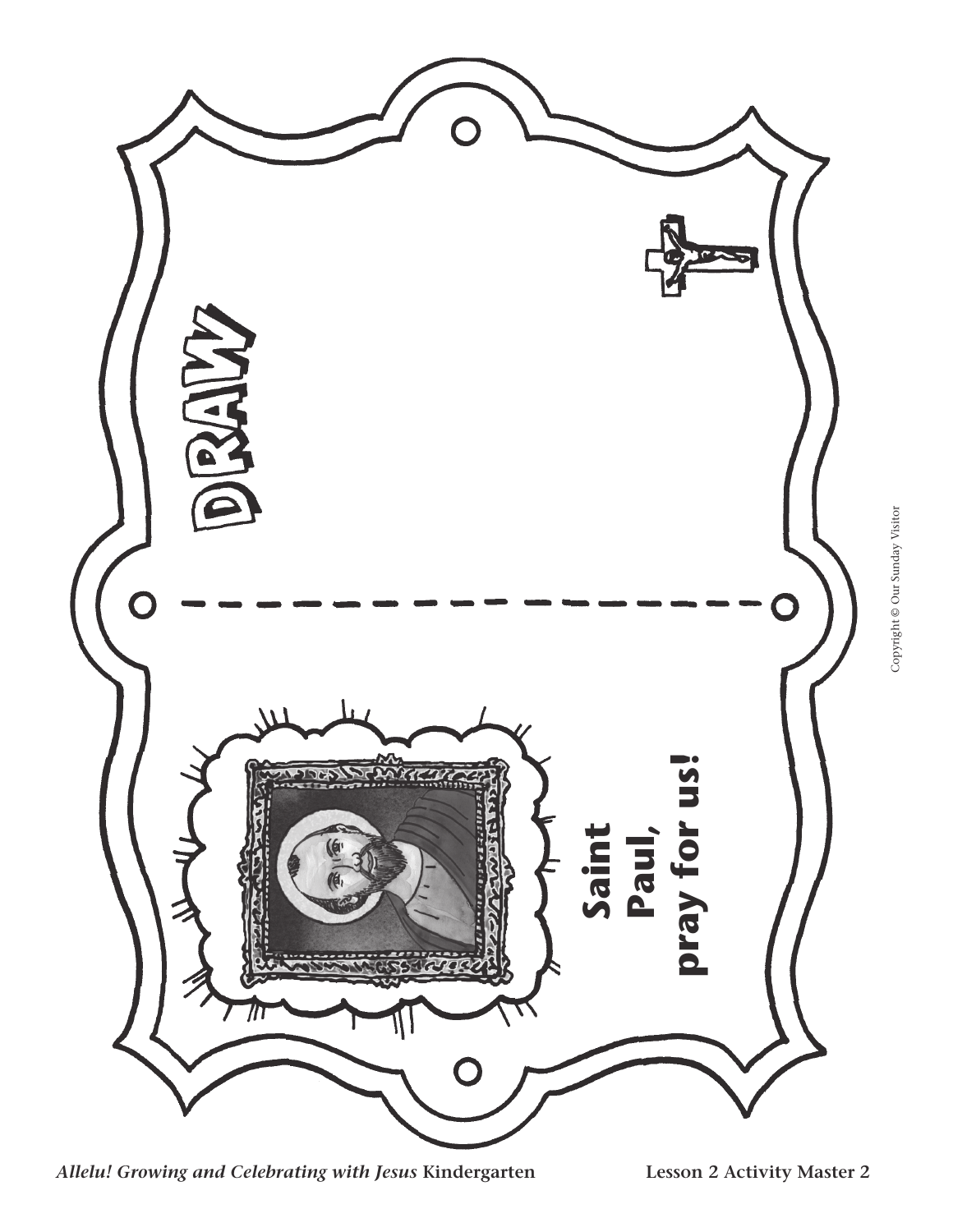Saint Paul, pray for us!

DRAW

Copyright © Our Sunday Visitor

*Allelu! Growing and Celebrating with Jesus* **Kindergarten**

**Lesson 2 Activity Master 2**